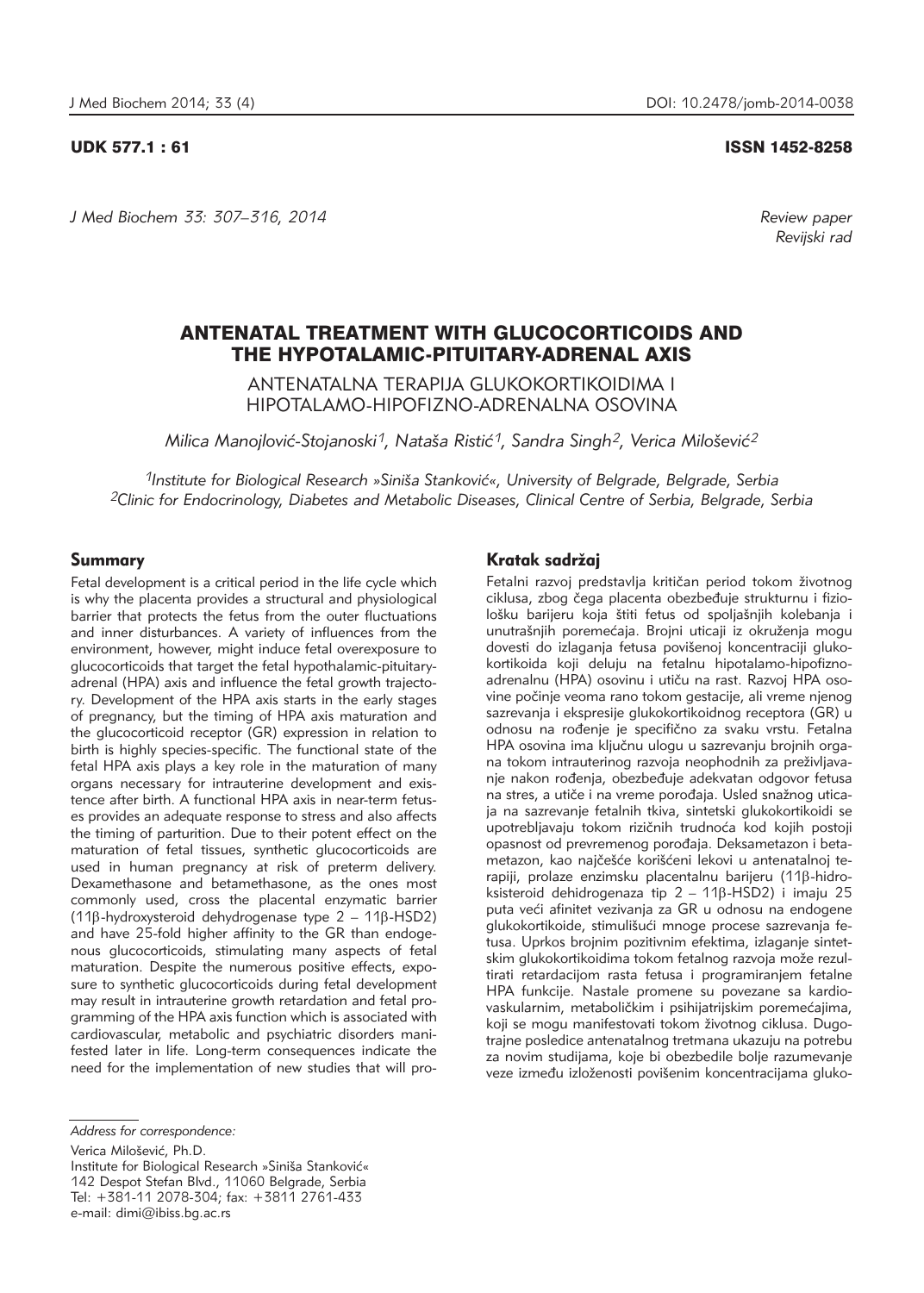UDK 577.1 : 61

ISSN 1452-8258

*Review paper*
*Revijski rad*

# ANTENATAL TREATMENT WITH GLUCOCORTICOIDS AND THE HYPOTALAMIC-PITUITARY-ADRENAL AXIS

ANTENATALNA TERAPIJA GLUKOKORTIKOIDIMA I HIPOTALAMO-HIPOFIZNO-ADRENALNA OSOVINA

*Milica Manojlović-Stojanoski[1], Nataša Ristić[1], Sandra Singh[2], Verica Milošević[2]*

*[1]Institute for Biological Research »Siniša Stanković«, University of Belgrade, Belgrade, Serbia*
*[2]Clinic for Endocrinology, Diabetes and Metabolic Diseases, Clinical Centre of Serbia, Belgrade, Serbia*

## Summary

Fetal development is a critical period in the life cycle which is why the placenta provides a structural and physiological barrier that protects the fetus from the outer fluctuations and inner disturbances. A variety of influences from the environment, however, might induce fetal overexposure to glucocorticoids that target the fetal hypothalamic-pituitary-adrenal (HPA) axis and influence the fetal growth trajectory. Development of the HPA axis starts in the early stages of pregnancy, but the timing of HPA axis maturation and the glucocorticoid receptor (GR) expression in relation to birth is highly species-specific. The functional state of the fetal HPA axis plays a key role in the maturation of many organs necessary for intrauterine development and existence after birth. A functional HPA axis in near-term fetuses provides an adequate response to stress and also affects the timing of parturition. Due to their potent effect on the maturation of fetal tissues, synthetic glucocorticoids are used in human pregnancy at risk of preterm delivery. Dexamethasone and betamethasone, as the ones most commonly used, cross the placental enzymatic barrier (11β-hydroxysteroid dehydrogenase type 2 – 11β-HSD2) and have 25-fold higher affinity to the GR than endogenous glucocorticoids, stimulating many aspects of fetal maturation. Despite the numerous positive effects, exposure to synthetic glucocorticoids during fetal development may result in intrauterine growth retardation and fetal programming of the HPA axis function which is associated with cardiovascular, metabolic and psychiatric disorders manifested later in life. Long-term consequences indicate the need for the implementation of new studies that will pro-

## Kratak sadržaj

Fetalni razvoj predstavlja kritičan period tokom životnog ciklusa, zbog čega placenta obezbeđuje strukturnu i fiziološku barijeru koja štiti fetus od spoljašnjih kolebanja i unutrašnjih poremećaja. Brojni uticaji iz okruženja mogu dovesti do izlaganja fetusa povišenoj koncentraciji glukokortikoida koji deluju na fetalnu hipotalamo-hipofizno-adrenalnu (HPA) osovinu i utiču na rast. Razvoj HPA osovine počinje veoma rano tokom gestacije, ali vreme njenog sazrevanja i ekspresije glukokortikoidnog receptora (GR) u odnosu na rođenje je specifično za svaku vrstu. Fetalna HPA osovina ima ključnu ulogu u sazrevanju brojnih organa tokom intrauterinog razvoja neophodnih za preživljavanje nakon rođenja, obezbeđuje adekvatan odgovor fetusa na stres, a utiče i na vreme porođaja. Usled snažnog uticaja na sazrevanje fetalnih tkiva, sintetski glukokortikoidi se upotrebljavaju tokom rizičnih trudnoća kod kojih postoji opasnost od prevremenog porođaja. Deksametazon i betametazon, kao najčešće korišćeni lekovi u antenatalnoj terapiji, prolaze enzimsku placentalnu barijeru (11β-hidroksisteroid dehidrogenaza tip 2 – 11β-HSD2) i imaju 25 puta veći afinitet vezivanja za GR u odnosu na endogene glukokortikoide, stimulišući mnoge procese sazrevanja fetusa. Uprkos brojnim pozitivnim efektima, izlaganje sintetskim glukokortikoidima tokom fetalnog razvoja može rezultirati retardacijom rasta fetusa i programiranjem fetalne HPA funkcije. Nastale promene su povezane sa kardiovaskularnim, metaboličkim i psihijatrijskim poremećajima, koji se mogu manifestovati tokom životnog ciklusa. Dugotrajne posledice antenatalnog tretmana ukazuju na potrebu za novim studijama, koje bi obezbedile bolje razumevanje veze između izloženosti povišenim koncentracijama gluko-

*Address for correspondence:*

Verica Milošević, Ph.D.
Institute for Biological Research »Siniša Stanković«
142 Despot Stefan Blvd., 11060 Belgrade, Serbia
Tel: +381-11 2078-304; fax: +3811 2761-433
e-mail: dimi@ibiss.bg.ac.rs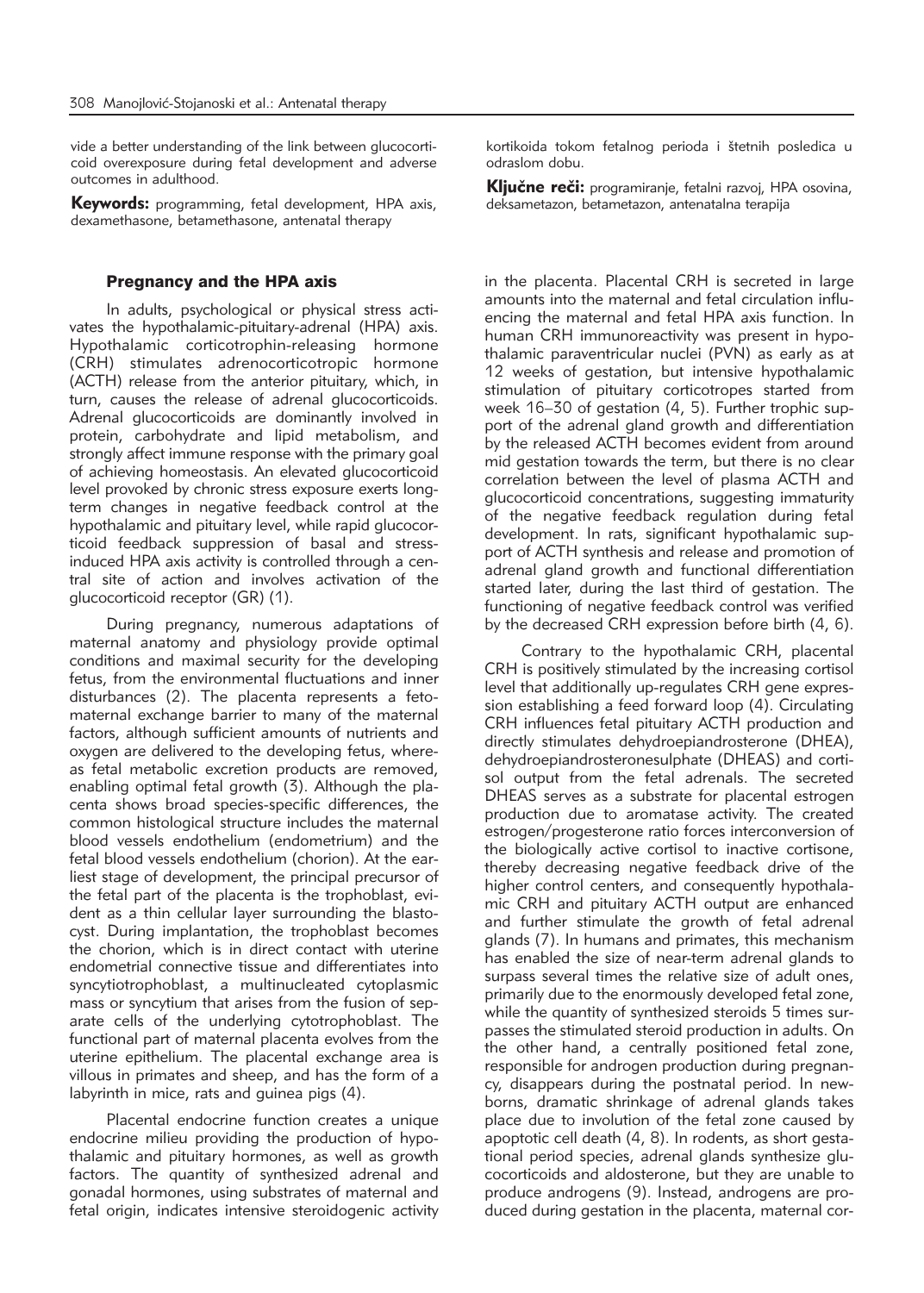vide a better understanding of the link between glucocorticoid overexposure during fetal development and adverse outcomes in adulthood.

**Keywords:** programming, fetal development, HPA axis, dexamethasone, betamethasone, antenatal therapy

kortikoida tokom fetalnog perioda i štetnih posledica u odraslom dobu.

**Ključne reči:** programiranje, fetalni razvoj, HPA osovina, deksametazon, betametazon, antenatalna terapija

## Pregnancy and the HPA axis

In adults, psychological or physical stress activates the hypothalamic-pituitary-adrenal (HPA) axis. Hypothalamic corticotrophin-releasing hormone (CRH) stimulates adrenocorticotropic hormone (ACTH) release from the anterior pituitary, which, in turn, causes the release of adrenal glucocorticoids. Adrenal glucocorticoids are dominantly involved in protein, carbohydrate and lipid metabolism, and strongly affect immune response with the primary goal of achieving homeostasis. An elevated glucocorticoid level provoked by chronic stress exposure exerts long-term changes in negative feedback control at the hypothalamic and pituitary level, while rapid glucocorticoid feedback suppression of basal and stress-induced HPA axis activity is controlled through a central site of action and involves activation of the glucocorticoid receptor (GR) (1).

During pregnancy, numerous adaptations of maternal anatomy and physiology provide optimal conditions and maximal security for the developing fetus, from the environmental fluctuations and inner disturbances (2). The placenta represents a feto-maternal exchange barrier to many of the maternal factors, although sufficient amounts of nutrients and oxygen are delivered to the developing fetus, whereas fetal metabolic excretion products are removed, enabling optimal fetal growth (3). Although the placenta shows broad species-specific differences, the common histological structure includes the maternal blood vessels endothelium (endometrium) and the fetal blood vessels endothelium (chorion). At the earliest stage of development, the principal precursor of the fetal part of the placenta is the trophoblast, evident as a thin cellular layer surrounding the blastocyst. During implantation, the trophoblast becomes the chorion, which is in direct contact with uterine endometrial connective tissue and differentiates into syncytiotrophoblast, a multinucleated cytoplasmic mass or syncytium that arises from the fusion of separate cells of the underlying cytotrophoblast. The functional part of maternal placenta evolves from the uterine epithelium. The placental exchange area is villous in primates and sheep, and has the form of a labyrinth in mice, rats and guinea pigs (4).

Placental endocrine function creates a unique endocrine milieu providing the production of hypothalamic and pituitary hormones, as well as growth factors. The quantity of synthesized adrenal and gonadal hormones, using substrates of maternal and fetal origin, indicates intensive steroidogenic activity in the placenta. Placental CRH is secreted in large amounts into the maternal and fetal circulation influencing the maternal and fetal HPA axis function. In human CRH immunoreactivity was present in hypothalamic paraventricular nuclei (PVN) as early as at 12 weeks of gestation, but intensive hypothalamic stimulation of pituitary corticotropes started from week 16–30 of gestation (4, 5). Further trophic support of the adrenal gland growth and differentiation by the released ACTH becomes evident from around mid gestation towards the term, but there is no clear correlation between the level of plasma ACTH and glucocorticoid concentrations, suggesting immaturity of the negative feedback regulation during fetal development. In rats, significant hypothalamic support of ACTH synthesis and release and promotion of adrenal gland growth and functional differentiation started later, during the last third of gestation. The functioning of negative feedback control was verified by the decreased CRH expression before birth (4, 6).

Contrary to the hypothalamic CRH, placental CRH is positively stimulated by the increasing cortisol level that additionally up-regulates CRH gene expression establishing a feed forward loop (4). Circulating CRH influences fetal pituitary ACTH production and directly stimulates dehydroepiandrosterone (DHEA), dehydroepiandrosteronesulphate (DHEAS) and cortisol output from the fetal adrenals. The secreted DHEAS serves as a substrate for placental estrogen production due to aromatase activity. The created estrogen/progesterone ratio forces interconversion of the biologically active cortisol to inactive cortisone, thereby decreasing negative feedback drive of the higher control centers, and consequently hypothalamic CRH and pituitary ACTH output are enhanced and further stimulate the growth of fetal adrenal glands (7). In humans and primates, this mechanism has enabled the size of near-term adrenal glands to surpass several times the relative size of adult ones, primarily due to the enormously developed fetal zone, while the quantity of synthesized steroids 5 times surpasses the stimulated steroid production in adults. On the other hand, a centrally positioned fetal zone, responsible for androgen production during pregnancy, disappears during the postnatal period. In newborns, dramatic shrinkage of adrenal glands takes place due to involution of the fetal zone caused by apoptotic cell death (4, 8). In rodents, as short gestational period species, adrenal glands synthesize glucocorticoids and aldosterone, but they are unable to produce androgens (9). Instead, androgens are produced during gestation in the placenta, maternal cor-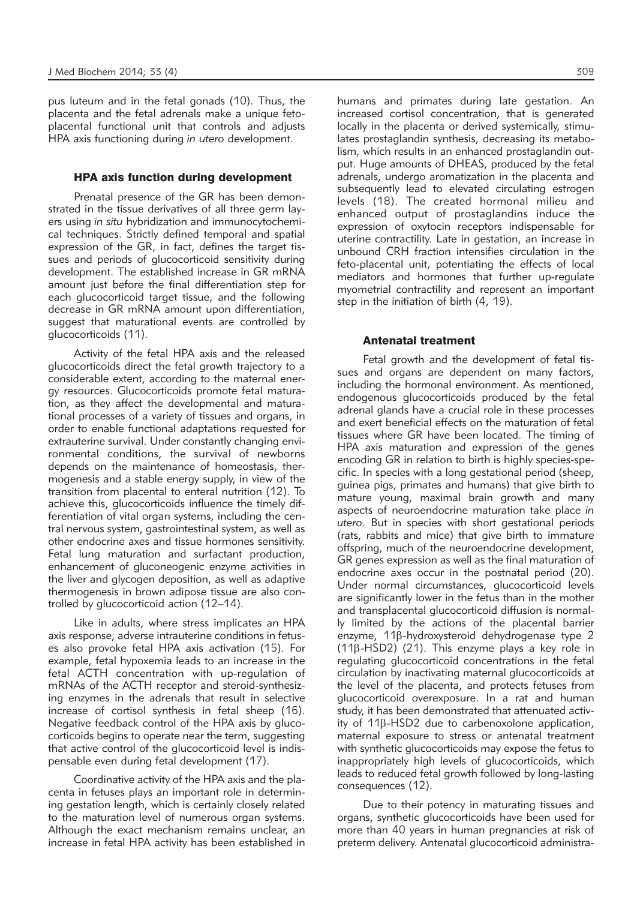pus luteum and in the fetal gonads (10). Thus, the placenta and the fetal adrenals make a unique feto-placental functional unit that controls and adjusts HPA axis functioning during *in utero* development.

## HPA axis function during development

Prenatal presence of the GR has been demonstrated in the tissue derivatives of all three germ layers using *in situ* hybridization and immunocytochemical techniques. Strictly defined temporal and spatial expression of the GR, in fact, defines the target tissues and periods of glucocorticoid sensitivity during development. The established increase in GR mRNA amount just before the final differentiation step for each glucocorticoid target tissue, and the following decrease in GR mRNA amount upon differentiation, suggest that maturational events are controlled by glucocorticoids (11).

Activity of the fetal HPA axis and the released glucocorticoids direct the fetal growth trajectory to a considerable extent, according to the maternal energy resources. Glucocorticoids promote fetal maturation, as they affect the developmental and maturational processes of a variety of tissues and organs, in order to enable functional adaptations requested for extrauterine survival. Under constantly changing environmental conditions, the survival of newborns depends on the maintenance of homeostasis, thermogenesis and a stable energy supply, in view of the transition from placental to enteral nutrition (12). To achieve this, glucocorticoids influence the timely differentiation of vital organ systems, including the central nervous system, gastrointestinal system, as well as other endocrine axes and tissue hormones sensitivity. Fetal lung maturation and surfactant production, enhancement of gluconeogenic enzyme activities in the liver and glycogen deposition, as well as adaptive thermogenesis in brown adipose tissue are also controlled by glucocorticoid action (12–14).

Like in adults, where stress implicates an HPA axis response, adverse intrauterine conditions in fetuses also provoke fetal HPA axis activation (15). For example, fetal hypoxemia leads to an increase in the fetal ACTH concentration with up-regulation of mRNAs of the ACTH receptor and steroid-synthesizing enzymes in the adrenals that result in selective increase of cortisol synthesis in fetal sheep (16). Negative feedback control of the HPA axis by glucocorticoids begins to operate near the term, suggesting that active control of the glucocorticoid level is indispensable even during fetal development (17).

Coordinative activity of the HPA axis and the placenta in fetuses plays an important role in determining gestation length, which is certainly closely related to the maturation level of numerous organ systems. Although the exact mechanism remains unclear, an increase in fetal HPA activity has been established in humans and primates during late gestation. An increased cortisol concentration, that is generated locally in the placenta or derived systemically, stimulates prostaglandin synthesis, decreasing its metabolism, which results in an enhanced prostaglandin output. Huge amounts of DHEAS, produced by the fetal adrenals, undergo aromatization in the placenta and subsequently lead to elevated circulating estrogen levels (18). The created hormonal milieu and enhanced output of prostaglandins induce the expression of oxytocin receptors indispensable for uterine contractility. Late in gestation, an increase in unbound CRH fraction intensifies circulation in the feto-placental unit, potentiating the effects of local mediators and hormones that further up-regulate myometrial contractility and represent an important step in the initiation of birth (4, 19).

## Antenatal treatment

Fetal growth and the development of fetal tissues and organs are dependent on many factors, including the hormonal environment. As mentioned, endogenous glucocorticoids produced by the fetal adrenal glands have a crucial role in these processes and exert beneficial effects on the maturation of fetal tissues where GR have been located. The timing of HPA axis maturation and expression of the genes encoding GR in relation to birth is highly species-specific. In species with a long gestational period (sheep, guinea pigs, primates and humans) that give birth to mature young, maximal brain growth and many aspects of neuroendocrine maturation take place *in utero*. But in species with short gestational periods (rats, rabbits and mice) that give birth to immature offspring, much of the neuroendocrine development, GR genes expression as well as the final maturation of endocrine axes occur in the postnatal period (20). Under normal circumstances, glucocorticoid levels are significantly lower in the fetus than in the mother and transplacental glucocorticoid diffusion is normally limited by the actions of the placental barrier enzyme, 11β-hydroxysteroid dehydrogenase type 2 (11β-HSD2) (21). This enzyme plays a key role in regulating glucocorticoid concentrations in the fetal circulation by inactivating maternal glucocorticoids at the level of the placenta, and protects fetuses from glucocorticoid overexposure. In a rat and human study, it has been demonstrated that attenuated activity of 11β-HSD2 due to carbenoxolone application, maternal exposure to stress or antenatal treatment with synthetic glucocorticoids may expose the fetus to inappropriately high levels of glucocorticoids, which leads to reduced fetal growth followed by long-lasting consequences (12).

Due to their potency in maturating tissues and organs, synthetic glucocorticoids have been used for more than 40 years in human pregnancies at risk of preterm delivery. Antenatal glucocorticoid administra-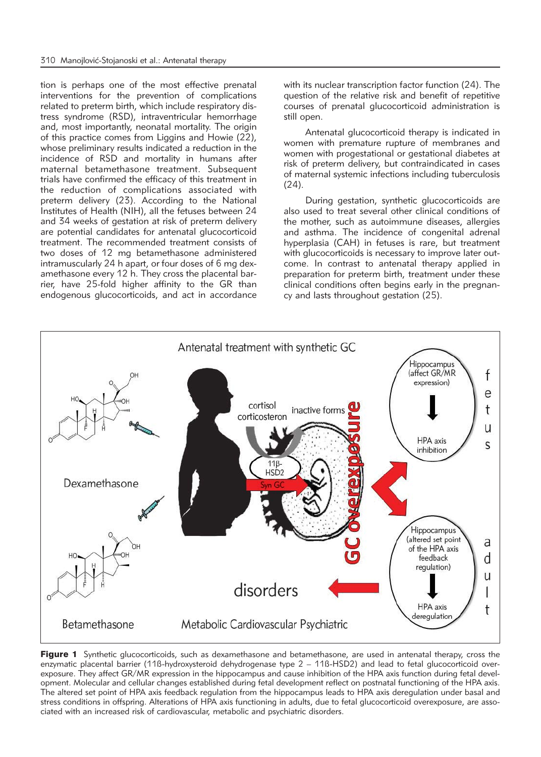tion is perhaps one of the most effective prenatal interventions for the prevention of complications related to preterm birth, which include respiratory distress syndrome (RSD), intraventricular hemorrhage and, most importantly, neonatal mortality. The origin of this practice comes from Liggins and Howie (22), whose preliminary results indicated a reduction in the incidence of RSD and mortality in humans after maternal betamethasone treatment. Subsequent trials have confirmed the efficacy of this treatment in the reduction of complications associated with preterm delivery (23). According to the National Institutes of Health (NIH), all the fetuses between 24 and 34 weeks of gestation at risk of preterm delivery are potential candidates for antenatal glucocorticoid treatment. The recommended treatment consists of two doses of 12 mg betamethasone administered intramuscularly 24 h apart, or four doses of 6 mg dexamethasone every 12 h. They cross the placental barrier, have 25-fold higher affinity to the GR than endogenous glucocorticoids, and act in accordance with its nuclear transcription factor function (24). The question of the relative risk and benefit of repetitive courses of prenatal glucocorticoid administration is still open.

Antenatal glucocorticoid therapy is indicated in women with premature rupture of membranes and women with progestational or gestational diabetes at risk of preterm delivery, but contraindicated in cases of maternal systemic infections including tuberculosis (24).

During gestation, synthetic glucocorticoids are also used to treat several other clinical conditions of the mother, such as autoimmune diseases, allergies and asthma. The incidence of congenital adrenal hyperplasia (CAH) in fetuses is rare, but treatment with glucocorticoids is necessary to improve later outcome. In contrast to antenatal therapy applied in preparation for preterm birth, treatment under these clinical conditions often begins early in the pregnancy and lasts throughout gestation (25).

**Figure 1** Synthetic glucocorticoids, such as dexamethasone and betamethasone, are used in antenatal therapy, cross the enzymatic placental barrier (11ß-hydroxysteroid dehydrogenase type 2 – 11ß-HSD2) and lead to fetal glucocorticoid overexposure. They affect GR/MR expression in the hippocampus and cause inhibition of the HPA axis function during fetal development. Molecular and cellular changes established during fetal development reflect on postnatal functioning of the HPA axis. The altered set point of HPA axis feedback regulation from the hippocampus leads to HPA axis deregulation under basal and stress conditions in offspring. Alterations of HPA axis functioning in adults, due to fetal glucocorticoid overexposure, are associated with an increased risk of cardiovascular, metabolic and psychiatric disorders.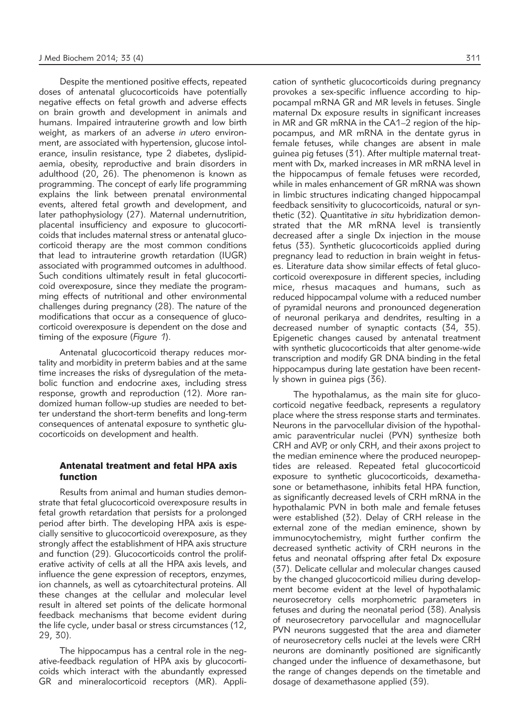Despite the mentioned positive effects, repeated doses of antenatal glucocorticoids have potentially negative effects on fetal growth and adverse effects on brain growth and development in animals and humans. Impaired intrauterine growth and low birth weight, as markers of an adverse *in utero* environment, are associated with hypertension, glucose intolerance, insulin resistance, type 2 diabetes, dyslipidaemia, obesity, reproductive and brain disorders in adulthood (20, 26). The phenomenon is known as programming. The concept of early life programming explains the link between prenatal environmental events, altered fetal growth and development, and later pathophysiology (27). Maternal undernutrition, placental insufficiency and exposure to glucocorticoids that includes maternal stress or antenatal glucocorticoid therapy are the most common conditions that lead to intrauterine growth retardation (IUGR) associated with programmed outcomes in adulthood. Such conditions ultimately result in fetal glucocorticoid overexposure, since they mediate the programming effects of nutritional and other environmental challenges during pregnancy (28). The nature of the modifications that occur as a consequence of glucocorticoid overexposure is dependent on the dose and timing of the exposure (*Figure 1*).

Antenatal glucocorticoid therapy reduces mortality and morbidity in preterm babies and at the same time increases the risks of dysregulation of the metabolic function and endocrine axes, including stress response, growth and reproduction (12). More randomized human follow-up studies are needed to better understand the short-term benefits and long-term consequences of antenatal exposure to synthetic glucocorticoids on development and health.

## Antenatal treatment and fetal HPA axis function

Results from animal and human studies demonstrate that fetal glucocorticoid overexposure results in fetal growth retardation that persists for a prolonged period after birth. The developing HPA axis is especially sensitive to glucocorticoid overexposure, as they strongly affect the establishment of HPA axis structure and function (29). Glucocorticoids control the proliferative activity of cells at all the HPA axis levels, and influence the gene expression of receptors, enzymes, ion channels, as well as cytoarchitectural proteins. All these changes at the cellular and molecular level result in altered set points of the delicate hormonal feedback mechanisms that become evident during the life cycle, under basal or stress circumstances (12, 29, 30).

The hippocampus has a central role in the negative-feedback regulation of HPA axis by glucocorticoids which interact with the abundantly expressed GR and mineralocorticoid receptors (MR). Application of synthetic glucocorticoids during pregnancy provokes a sex-specific influence according to hippocampal mRNA GR and MR levels in fetuses. Single maternal Dx exposure results in significant increases in MR and GR mRNA in the CA1–2 region of the hippocampus, and MR mRNA in the dentate gyrus in female fetuses, while changes are absent in male guinea pig fetuses (31). After multiple maternal treatment with Dx, marked increases in MR mRNA level in the hippocampus of female fetuses were recorded, while in males enhancement of GR mRNA was shown in limbic structures indicating changed hippocampal feedback sensitivity to glucocorticoids, natural or synthetic (32). Quantitative *in situ* hybridization demonstrated that the MR mRNA level is transiently decreased after a single Dx injection in the mouse fetus (33). Synthetic glucocorticoids applied during pregnancy lead to reduction in brain weight in fetuses. Literature data show similar effects of fetal glucocorticoid overexposure in different species, including mice, rhesus macaques and humans, such as reduced hippocampal volume with a reduced number of pyramidal neurons and pronounced degeneration of neuronal perikarya and dendrites, resulting in a decreased number of synaptic contacts (34, 35). Epigenetic changes caused by antenatal treatment with synthetic glucocorticoids that alter genome-wide transcription and modify GR DNA binding in the fetal hippocampus during late gestation have been recently shown in guinea pigs (36).

The hypothalamus, as the main site for glucocorticoid negative feedback, represents a regulatory place where the stress response starts and terminates. Neurons in the parvocellular division of the hypothalamic paraventricular nuclei (PVN) synthesize both CRH and AVP, or only CRH, and their axons project to the median eminence where the produced neuropeptides are released. Repeated fetal glucocorticoid exposure to synthetic glucocorticoids, dexamethasone or betamethasone, inhibits fetal HPA function, as significantly decreased levels of CRH mRNA in the hypothalamic PVN in both male and female fetuses were established (32). Delay of CRH release in the external zone of the median eminence, shown by immunocytochemistry, might further confirm the decreased synthetic activity of CRH neurons in the fetus and neonatal offspring after fetal Dx exposure (37). Delicate cellular and molecular changes caused by the changed glucocorticoid milieu during development become evident at the level of hypothalamic neurosecretory cells morphometric parameters in fetuses and during the neonatal period (38). Analysis of neurosecretory parvocellular and magnocellular PVN neurons suggested that the area and diameter of neurosecretory cells nuclei at the levels were CRH neurons are dominantly positioned are significantly changed under the influence of dexamethasone, but the range of changes depends on the timetable and dosage of dexamethasone applied (39).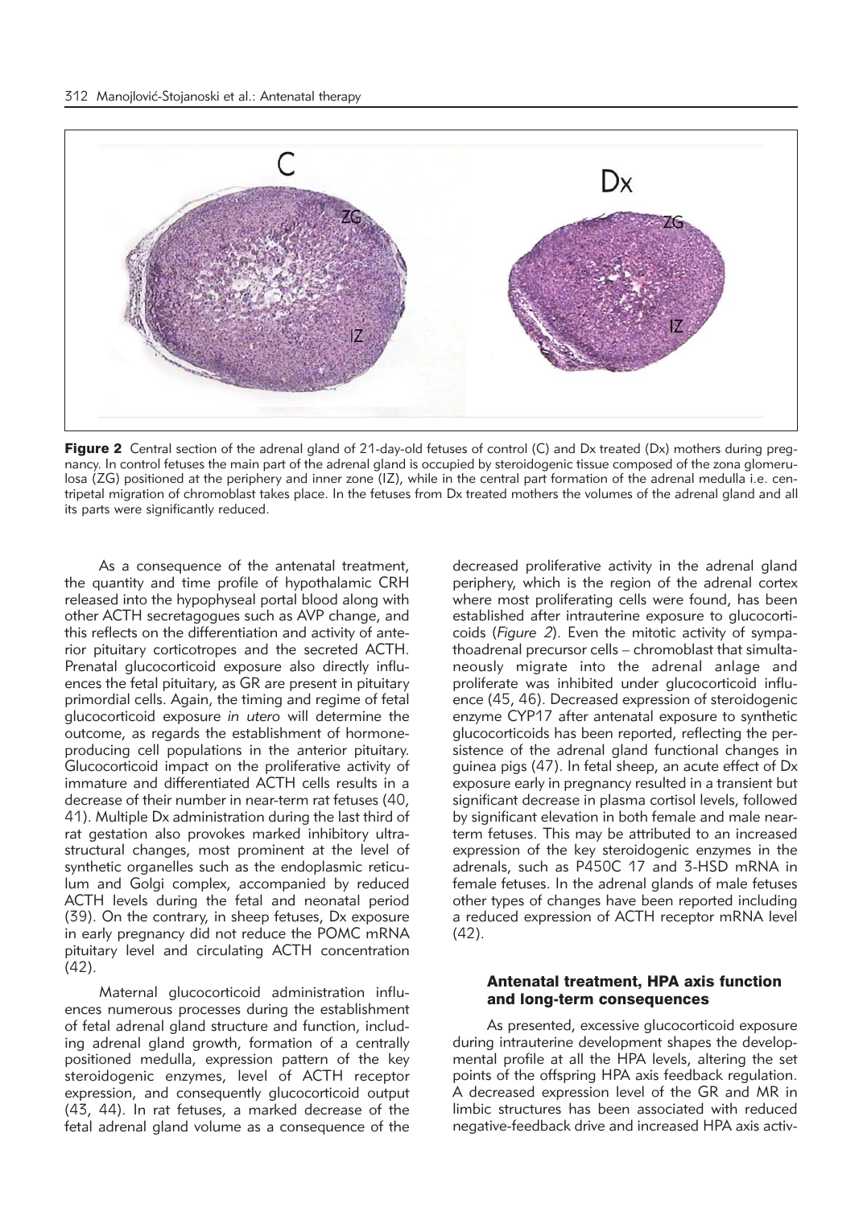**Figure 2** Central section of the adrenal gland of 21-day-old fetuses of control (C) and Dx treated (Dx) mothers during pregnancy. In control fetuses the main part of the adrenal gland is occupied by steroidogenic tissue composed of the zona glomerulosa (ZG) positioned at the periphery and inner zone (IZ), while in the central part formation of the adrenal medulla i.e. centripetal migration of chromoblast takes place. In the fetuses from Dx treated mothers the volumes of the adrenal gland and all its parts were significantly reduced.

As a consequence of the antenatal treatment, the quantity and time profile of hypothalamic CRH released into the hypophyseal portal blood along with other ACTH secretagogues such as AVP change, and this reflects on the differentiation and activity of anterior pituitary corticotropes and the secreted ACTH. Prenatal glucocorticoid exposure also directly influences the fetal pituitary, as GR are present in pituitary primordial cells. Again, the timing and regime of fetal glucocorticoid exposure *in utero* will determine the outcome, as regards the establishment of hormone-producing cell populations in the anterior pituitary. Glucocorticoid impact on the proliferative activity of immature and differentiated ACTH cells results in a decrease of their number in near-term rat fetuses (40, 41). Multiple Dx administration during the last third of rat gestation also provokes marked inhibitory ultrastructural changes, most prominent at the level of synthetic organelles such as the endoplasmic reticulum and Golgi complex, accompanied by reduced ACTH levels during the fetal and neonatal period (39). On the contrary, in sheep fetuses, Dx exposure in early pregnancy did not reduce the POMC mRNA pituitary level and circulating ACTH concentration (42).

Maternal glucocorticoid administration influences numerous processes during the establishment of fetal adrenal gland structure and function, including adrenal gland growth, formation of a centrally positioned medulla, expression pattern of the key steroidogenic enzymes, level of ACTH receptor expression, and consequently glucocorticoid output (43, 44). In rat fetuses, a marked decrease of the fetal adrenal gland volume as a consequence of the decreased proliferative activity in the adrenal gland periphery, which is the region of the adrenal cortex where most proliferating cells were found, has been established after intrauterine exposure to glucocorticoids (*Figure 2*). Even the mitotic activity of sympathoadrenal precursor cells – chromoblast that simultaneously migrate into the adrenal anlage and proliferate was inhibited under glucocorticoid influence (45, 46). Decreased expression of steroidogenic enzyme CYP17 after antenatal exposure to synthetic glucocorticoids has been reported, reflecting the persistence of the adrenal gland functional changes in guinea pigs (47). In fetal sheep, an acute effect of Dx exposure early in pregnancy resulted in a transient but significant decrease in plasma cortisol levels, followed by significant elevation in both female and male near-term fetuses. This may be attributed to an increased expression of the key steroidogenic enzymes in the adrenals, such as P450C 17 and 3-HSD mRNA in female fetuses. In the adrenal glands of male fetuses other types of changes have been reported including a reduced expression of ACTH receptor mRNA level (42).

## Antenatal treatment, HPA axis function and long-term consequences

As presented, excessive glucocorticoid exposure during intrauterine development shapes the developmental profile at all the HPA levels, altering the set points of the offspring HPA axis feedback regulation. A decreased expression level of the GR and MR in limbic structures has been associated with reduced negative-feedback drive and increased HPA axis activ-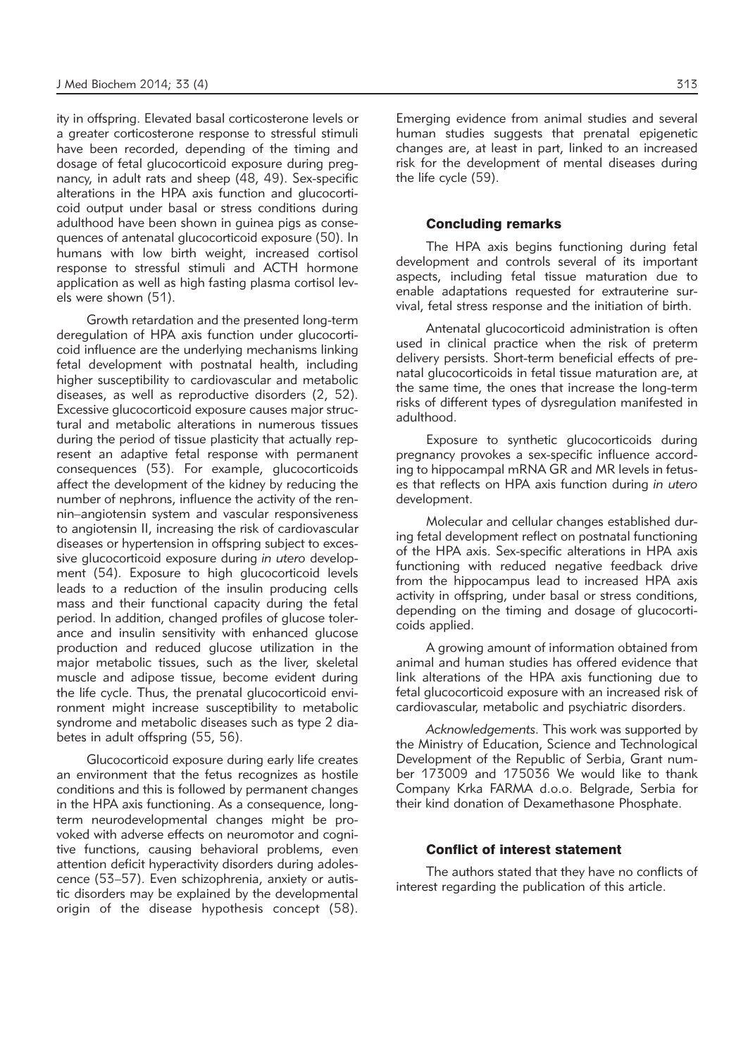ity in offspring. Elevated basal corticosterone levels or a greater corticosterone response to stressful stimuli have been recorded, depending of the timing and dosage of fetal glucocorticoid exposure during pregnancy, in adult rats and sheep (48, 49). Sex-specific alterations in the HPA axis function and glucocorticoid output under basal or stress conditions during adulthood have been shown in guinea pigs as consequences of antenatal glucocorticoid exposure (50). In humans with low birth weight, increased cortisol response to stressful stimuli and ACTH hormone application as well as high fasting plasma cortisol levels were shown (51).

Growth retardation and the presented long-term deregulation of HPA axis function under glucocorticoid influence are the underlying mechanisms linking fetal development with postnatal health, including higher susceptibility to cardiovascular and metabolic diseases, as well as reproductive disorders (2, 52). Excessive glucocorticoid exposure causes major structural and metabolic alterations in numerous tissues during the period of tissue plasticity that actually represent an adaptive fetal response with permanent consequences (53). For example, glucocorticoids affect the development of the kidney by reducing the number of nephrons, influence the activity of the renin–angiotensin system and vascular responsiveness to angiotensin II, increasing the risk of cardiovascular diseases or hypertension in offspring subject to excessive glucocorticoid exposure during *in utero* development (54). Exposure to high glucocorticoid levels leads to a reduction of the insulin producing cells mass and their functional capacity during the fetal period. In addition, changed profiles of glucose tolerance and insulin sensitivity with enhanced glucose production and reduced glucose utilization in the major metabolic tissues, such as the liver, skeletal muscle and adipose tissue, become evident during the life cycle. Thus, the prenatal glucocorticoid environment might increase susceptibility to metabolic syndrome and metabolic diseases such as type 2 diabetes in adult offspring (55, 56).

Glucocorticoid exposure during early life creates an environment that the fetus recognizes as hostile conditions and this is followed by permanent changes in the HPA axis functioning. As a consequence, long-term neurodevelopmental changes might be provoked with adverse effects on neuromotor and cognitive functions, causing behavioral problems, even attention deficit hyperactivity disorders during adolescence (53–57). Even schizophrenia, anxiety or autistic disorders may be explained by the developmental origin of the disease hypothesis concept (58). Emerging evidence from animal studies and several human studies suggests that prenatal epigenetic changes are, at least in part, linked to an increased risk for the development of mental diseases during the life cycle (59).

## Concluding remarks

The HPA axis begins functioning during fetal development and controls several of its important aspects, including fetal tissue maturation due to enable adaptations requested for extrauterine survival, fetal stress response and the initiation of birth.

Antenatal glucocorticoid administration is often used in clinical practice when the risk of preterm delivery persists. Short-term beneficial effects of prenatal glucocorticoids in fetal tissue maturation are, at the same time, the ones that increase the long-term risks of different types of dysregulation manifested in adulthood.

Exposure to synthetic glucocorticoids during pregnancy provokes a sex-specific influence according to hippocampal mRNA GR and MR levels in fetuses that reflects on HPA axis function during *in utero* development.

Molecular and cellular changes established during fetal development reflect on postnatal functioning of the HPA axis. Sex-specific alterations in HPA axis functioning with reduced negative feedback drive from the hippocampus lead to increased HPA axis activity in offspring, under basal or stress conditions, depending on the timing and dosage of glucocorticoids applied.

A growing amount of information obtained from animal and human studies has offered evidence that link alterations of the HPA axis functioning due to fetal glucocorticoid exposure with an increased risk of cardiovascular, metabolic and psychiatric disorders.

*Acknowledgements*. This work was supported by the Ministry of Education, Science and Technological Development of the Republic of Serbia, Grant number 173009 and 175036 We would like to thank Company Krka FARMA d.o.o. Belgrade, Serbia for their kind donation of Dexamethasone Phosphate.

## Conflict of interest statement

The authors stated that they have no conflicts of interest regarding the publication of this article.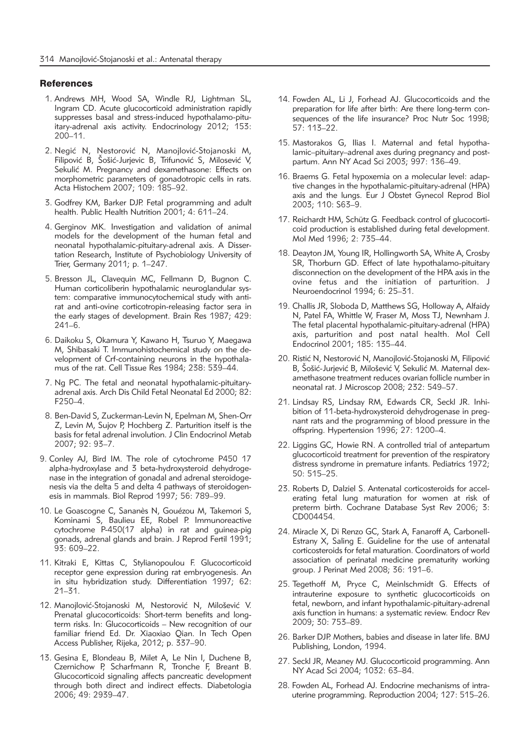## References

1. Andrews MH, Wood SA, Windle RJ, Lightman SL, Ingram CD. Acute glucocorticoid administration rapidly suppresses basal and stress-induced hypothalamo-pituitary-adrenal axis activity. Endocrinology 2012; 153: 200–11.
2. Negić N, Nestorović N, Manojlović-Stojanoski M, Filipović B, Šošić-Jurjevic B, Trifunović S, Milosević V, Sekulić M. Pregnancy and dexamethasone: Effects on morphometric parameters of gonadotropic cells in rats. Acta Histochem 2007; 109: 185–92.
3. Godfrey KM, Barker DJP. Fetal programming and adult health. Public Health Nutrition 2001; 4: 611–24.
4. Gerginov MK. Investigation and validation of animal models for the development of the human fetal and neonatal hypothalamic-pituitary-adrenal axis. A Dissertation Research, Institute of Psychobiology University of Trier, Germany 2011; p. 1–247.
5. Bresson JL, Clavequin MC, Fellmann D, Bugnon C. Human corticoliberin hypothalamic neuroglandular system: comparative immunocytochemical study with anti-rat and anti-ovine corticotropin-releasing factor sera in the early stages of development. Brain Res 1987; 429: 241–6.
6. Daikoku S, Okamura Y, Kawano H, Tsuruo Y, Maegawa M, Shibasaki T. Immunohistochemical study on the development of Crf-containing neurons in the hypothalamus of the rat. Cell Tissue Res 1984; 238: 539–44.
7. Ng PC. The fetal and neonatal hypothalamic-pituitary-adrenal axis. Arch Dis Child Fetal Neonatal Ed 2000; 82: F250–4.
8. Ben-David S, Zuckerman-Levin N, Epelman M, Shen-Orr Z, Levin M, Sujov P, Hochberg Z. Parturition itself is the basis for fetal adrenal involution. J Clin Endocrinol Metab 2007; 92: 93–7.
9. Conley AJ, Bird IM. The role of cytochrome P450 17 alpha-hydroxylase and 3 beta-hydroxysteroid dehydrogenase in the integration of gonadal and adrenal steroidogenesis via the delta 5 and delta 4 pathways of steroidogenesis in mammals. Biol Reprod 1997; 56: 789–99.
10. Le Goascogne C, Sananès N, Gouézou M, Takemori S, Kominami S, Baulieu EE, Robel P. Immunoreactive cytochrome P-450(17 alpha) in rat and guinea-pig gonads, adrenal glands and brain. J Reprod Fertil 1991; 93: 609–22.
11. Kitraki E, Kittas C, Stylianopoulou F. Glucocorticoid receptor gene expression during rat embryogenesis. An in situ hybridization study. Differentiation 1997; 62: 21–31.
12. Manojlović-Stojanoski M, Nestorović N, Milošević V. Prenatal glucocorticoids: Short-term benefits and long-term risks. In: Glucocorticoids – New recognition of our familiar friend Ed. Dr. Xiaoxiao Qian. In Tech Open Access Publisher, Rijeka, 2012; p. 337–90.
13. Gesina E, Blondeau B, Milet A, Le Nin I, Duchene B, Czernichow P, Scharfmann R, Tronche F, Breant B. Glucocorticoid signaling affects pancreatic development through both direct and indirect effects. Diabetologia 2006; 49: 2939–47.
14. Fowden AL, Li J, Forhead AJ. Glucocorticoids and the preparation for life after birth: Are there long-term consequences of the life insurance? Proc Nutr Soc 1998; 57: 113–22.
15. Mastorakos G, Ilias I. Maternal and fetal hypothalamic–pituitary–adrenal axes during pregnancy and postpartum. Ann NY Acad Sci 2003; 997: 136–49.
16. Braems G. Fetal hypoxemia on a molecular level: adaptive changes in the hypothalamic-pituitary-adrenal (HPA) axis and the lungs. Eur J Obstet Gynecol Reprod Biol 2003; 110: S63–9.
17. Reichardt HM, Schütz G. Feedback control of glucocorticoid production is established during fetal development. Mol Med 1996; 2: 735–44.
18. Deayton JM, Young IR, Hollingworth SA, White A, Crosby SR, Thorburn GD. Effect of late hypothalamo-pituitary disconnection on the development of the HPA axis in the ovine fetus and the initiation of parturition. J Neuroendocrinol 1994; 6: 25–31.
19. Challis JR, Sloboda D, Matthews SG, Holloway A, Alfaidy N, Patel FA, Whittle W, Fraser M, Moss TJ, Newnham J. The fetal placental hypothalamic-pituitary-adrenal (HPA) axis, parturition and post natal health. Mol Cell Endocrinol 2001; 185: 135–44.
20. Ristić N, Nestorović N, Manojlović-Stojanoski M, Filipović B, Šošić-Jurjević B, Milošević V, Sekulić M. Maternal dexamethasone treatment reduces ovarian follicle number in neonatal rat. J Microscop 2008; 232: 549–57.
21. Lindsay RS, Lindsay RM, Edwards CR, Seckl JR. Inhibition of 11-beta-hydroxysteroid dehydrogenase in pregnant rats and the programming of blood pressure in the offspring. Hypertension 1996; 27: 1200–4.
22. Liggins GC, Howie RN. A controlled trial of antepartum glucocorticoid treatment for prevention of the respiratory distress syndrome in premature infants. Pediatrics 1972; 50: 515–25.
23. Roberts D, Dalziel S. Antenatal corticosteroids for accelerating fetal lung maturation for women at risk of preterm birth. Cochrane Database Syst Rev 2006; 3: CD004454.
24. Miracle X, Di Renzo GC, Stark A, Fanaroff A, Carbonell-Estrany X, Saling E. Guideline for the use of antenatal corticosteroids for fetal maturation. Coordinators of world association of perinatal medicine prematurity working group. J Perinat Med 2008; 36: 191–6.
25. Tegethoff M, Pryce C, Meinlschmidt G. Effects of intrauterine exposure to synthetic glucocorticoids on fetal, newborn, and infant hypothalamic-pituitary-adrenal axis function in humans: a systematic review. Endocr Rev 2009; 30: 753–89.
26. Barker DJP. Mothers, babies and disease in later life. BMJ Publishing, London, 1994.
27. Seckl JR, Meaney MJ. Glucocorticoid programming. Ann NY Acad Sci 2004; 1032: 63–84.
28. Fowden AL, Forhead AJ. Endocrine mechanisms of intrauterine programming. Reproduction 2004; 127: 515–26.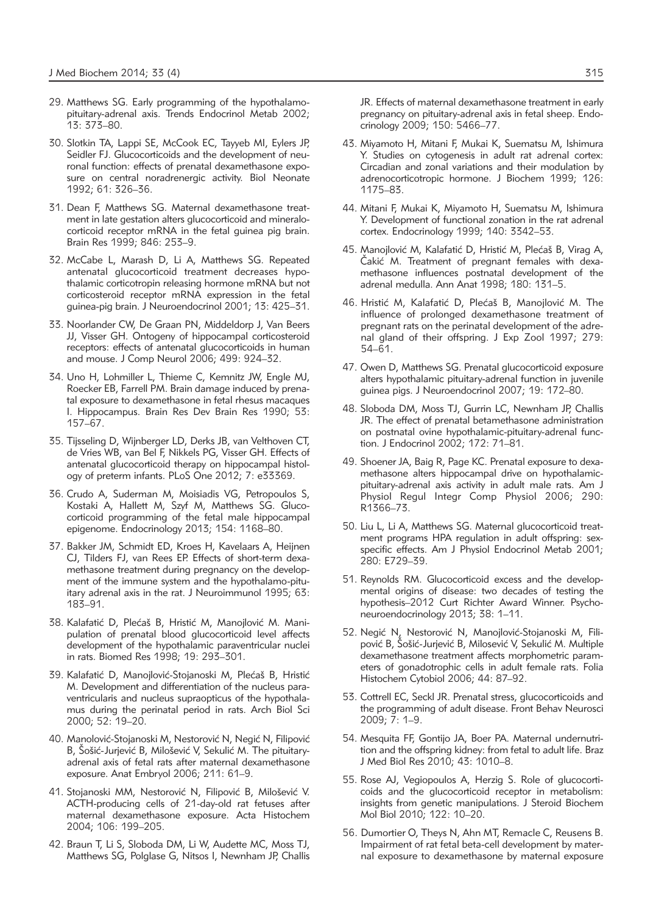29. Matthews SG. Early programming of the hypothalamo-pituitary-adrenal axis. Trends Endocrinol Metab 2002; 13: 373–80.

30. Slotkin TA, Lappi SE, McCook EC, Tayyeb MI, Eylers JP, Seidler FJ. Glucocorticoids and the development of neuronal function: effects of prenatal dexamethasone exposure on central noradrenergic activity. Biol Neonate 1992; 61: 326–36.

31. Dean F, Matthews SG. Maternal dexamethasone treatment in late gestation alters glucocorticoid and mineralocorticoid receptor mRNA in the fetal guinea pig brain. Brain Res 1999; 846: 253–9.

32. McCabe L, Marash D, Li A, Matthews SG. Repeated antenatal glucocorticoid treatment decreases hypothalamic corticotropin releasing hormone mRNA but not corticosteroid receptor mRNA expression in the fetal guinea-pig brain. J Neuroendocrinol 2001; 13: 425–31.

33. Noorlander CW, De Graan PN, Middeldorp J, Van Beers JJ, Visser GH. Ontogeny of hippocampal corticosteroid receptors: effects of antenatal glucocorticoids in human and mouse. J Comp Neurol 2006; 499: 924–32.

34. Uno H, Lohmiller L, Thieme C, Kemnitz JW, Engle MJ, Roecker EB, Farrell PM. Brain damage induced by prenatal exposure to dexamethasone in fetal rhesus macaques I. Hippocampus. Brain Res Dev Brain Res 1990; 53: 157–67.

35. Tijsseling D, Wijnberger LD, Derks JB, van Velthoven CT, de Vries WB, van Bel F, Nikkels PG, Visser GH. Effects of antenatal glucocorticoid therapy on hippocampal histology of preterm infants. PLoS One 2012; 7: e33369.

36. Crudo A, Suderman M, Moisiadis VG, Petropoulos S, Kostaki A, Hallett M, Szyf M, Matthews SG. Glucocorticoid programming of the fetal male hippocampal epigenome. Endocrinology 2013; 154: 1168–80.

37. Bakker JM, Schmidt ED, Kroes H, Kavelaars A, Heijnen CJ, Tilders FJ, van Rees EP. Effects of short-term dexamethasone treatment during pregnancy on the development of the immune system and the hypothalamo-pituitary adrenal axis in the rat. J Neuroimmunol 1995; 63: 183–91.

38. Kalafatić D, Plećaš B, Hristić M, Manojlović M. Manipulation of prenatal blood glucocorticoid level affects development of the hypothalamic paraventricular nuclei in rats. Biomed Res 1998; 19: 293–301.

39. Kalafatić D, Manojlović-Stojanoski M, Plećaš B, Hristić M. Development and differentiation of the nucleus paraventricularis and nucleus supraopticus of the hypothalamus during the perinatal period in rats. Arch Biol Sci 2000; 52: 19–20.

40. Manojlović-Stojanoski M, Nestorović N, Negić N, Filipović B, Šošić-Jurjević B, Milošević V, Sekulić M. The pituitary-adrenal axis of fetal rats after maternal dexamethasone exposure. Anat Embryol 2006; 211: 61–9.

41. Stojanoski MM, Nestorović N, Filipović B, Milošević V. ACTH-producing cells of 21-day-old rat fetuses after maternal dexamethasone exposure. Acta Histochem 2004; 106: 199–205.

42. Braun T, Li S, Sloboda DM, Li W, Audette MC, Moss TJ, Matthews SG, Polglase G, Nitsos I, Newnham JP, Challis JR. Effects of maternal dexamethasone treatment in early pregnancy on pituitary-adrenal axis in fetal sheep. Endocrinology 2009; 150: 5466–77.

43. Miyamoto H, Mitani F, Mukai K, Suematsu M, Ishimura Y. Studies on cytogenesis in adult rat adrenal cortex: Circadian and zonal variations and their modulation by adrenocorticotropic hormone. J Biochem 1999; 126: 1175–83.

44. Mitani F, Mukai K, Miyamoto H, Suematsu M, Ishimura Y. Development of functional zonation in the rat adrenal cortex. Endocrinology 1999; 140: 3342–53.

45. Manojlović M, Kalafatić D, Hristić M, Plećaš B, Virag A, Čakić M. Treatment of pregnant females with dexamethasone influences postnatal development of the adrenal medulla. Ann Anat 1998; 180: 131–5.

46. Hristić M, Kalafatić D, Plećaš B, Manojlović M. The influence of prolonged dexamethasone treatment of pregnant rats on the perinatal development of the adrenal gland of their offspring. J Exp Zool 1997; 279: 54–61.

47. Owen D, Matthews SG. Prenatal glucocorticoid exposure alters hypothalamic pituitary-adrenal function in juvenile guinea pigs. J Neuroendocrinol 2007; 19: 172–80.

48. Sloboda DM, Moss TJ, Gurrin LC, Newnham JP, Challis JR. The effect of prenatal betamethasone administration on postnatal ovine hypothalamic-pituitary-adrenal function. J Endocrinol 2002; 172: 71–81.

49. Shoener JA, Baig R, Page KC. Prenatal exposure to dexamethasone alters hippocampal drive on hypothalamic-pituitary-adrenal axis activity in adult male rats. Am J Physiol Regul Integr Comp Physiol 2006; 290: R1366–73.

50. Liu L, Li A, Matthews SG. Maternal glucocorticoid treatment programs HPA regulation in adult offspring: sex-specific effects. Am J Physiol Endocrinol Metab 2001; 280: E729–39.

51. Reynolds RM. Glucocorticoid excess and the developmental origins of disease: two decades of testing the hypothesis–2012 Curt Richter Award Winner. Psychoneuroendocrinology 2013; 38: 1–11.

52. Negić N, Nestorović N, Manojlović-Stojanoski M, Filipović B, Šošić-Jurjević B, Milosević V, Sekulić M. Multiple dexamethasone treatment affects morphometric parameters of gonadotrophic cells in adult female rats. Folia Histochem Cytobiol 2006; 44: 87–92.

53. Cottrell EC, Seckl JR. Prenatal stress, glucocorticoids and the programming of adult disease. Front Behav Neurosci 2009; 7: 1–9.

54. Mesquita FF, Gontijo JA, Boer PA. Maternal undernutrition and the offspring kidney: from fetal to adult life. Braz J Med Biol Res 2010; 43: 1010–8.

55. Rose AJ, Vegiopoulos A, Herzig S. Role of glucocorticoids and the glucocorticoid receptor in metabolism: insights from genetic manipulations. J Steroid Biochem Mol Biol 2010; 122: 10–20.

56. Dumortier O, Theys N, Ahn MT, Remacle C, Reusens B. Impairment of rat fetal beta-cell development by maternal exposure to dexamethasone by maternal exposure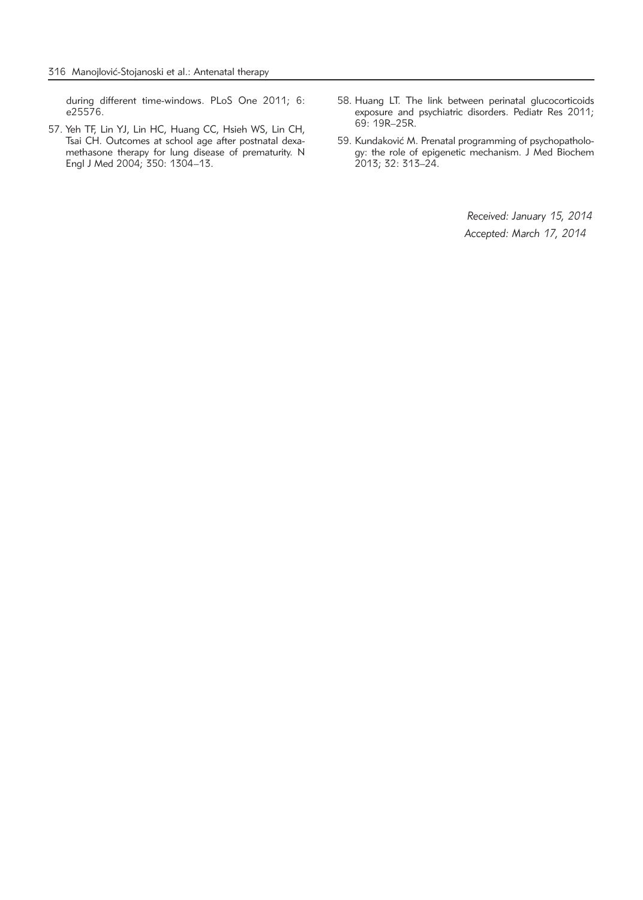during different time-windows. PLoS One 2011; 6: e25576.

57. Yeh TF, Lin YJ, Lin HC, Huang CC, Hsieh WS, Lin CH, Tsai CH. Outcomes at school age after postnatal dexamethasone therapy for lung disease of prematurity. N Engl J Med 2004; 350: 1304–13.

58. Huang LT. The link between perinatal glucocorticoids exposure and psychiatric disorders. Pediatr Res 2011; 69: 19R–25R.

59. Kundaković M. Prenatal programming of psychopathology: the role of epigenetic mechanism. J Med Biochem 2013; 32: 313–24.

*Received: January 15, 2014*
*Accepted: March 17, 2014*